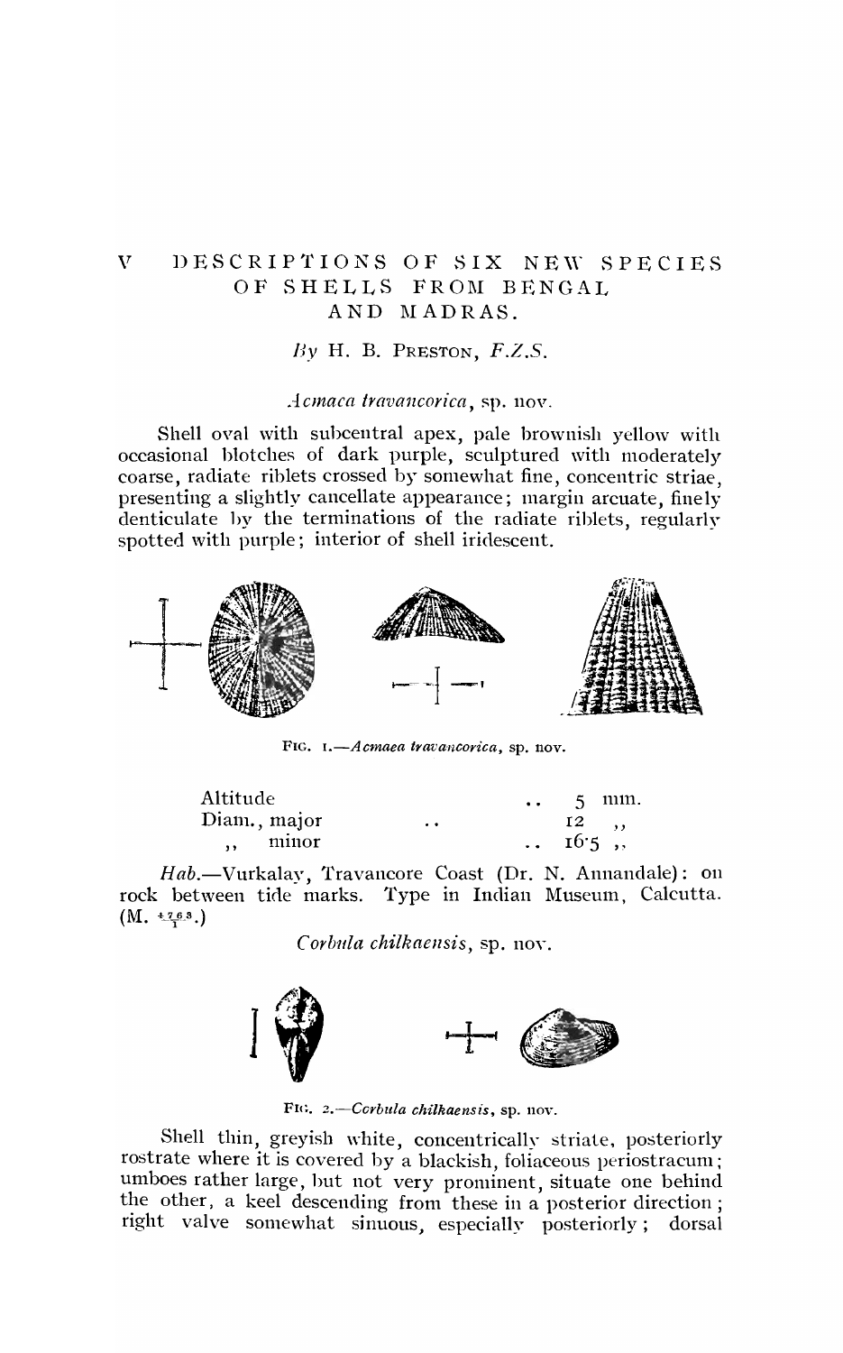# V DESCRIPTIONS OF SIX NEW SPECIES OF SHELLS FROM BENGAL AND MADRAS.

*By* H. B. PRESTON, *F.Z.S.*

*Acmaea travancorica*, sp. nov.

Shell oval with subcentral apex, pale brownish yellow with occasional blotches of dark purple, sculptured with moderately coarse, radiate riblets crossed by somewhat fine, concentric striae, presenting a slightly cancellate appearance; margin arcuate, finely denticulate by the terminations of the radiate riblets, regularly spotted with purple; interior of shell iridescent.

FIG. 1.—*Acmaea travancorica*, sp. nov.

| | |
|---|---|
| Altitude | 5 mm. |
| Diam., major | 12 ,, |
| ,, minor | 16·5 ,, |

*Hab.*—Vurkalay, Travancore Coast (Dr. N. Annandale): on rock between tide marks. Type in Indian Museum, Calcutta. (M. $\frac{4763}{1}$.)

*Corbula chilkaensis*, sp. nov.

FIG. 2.—*Corbula chilkaensis*, sp. nov.

Shell thin, greyish white, concentrically striate, posteriorly rostrate where it is covered by a blackish, foliaceous periostracum; umboes rather large, but not very prominent, situate one behind the other, a keel descending from these in a posterior direction; right valve somewhat sinuous, especially posteriorly; dorsal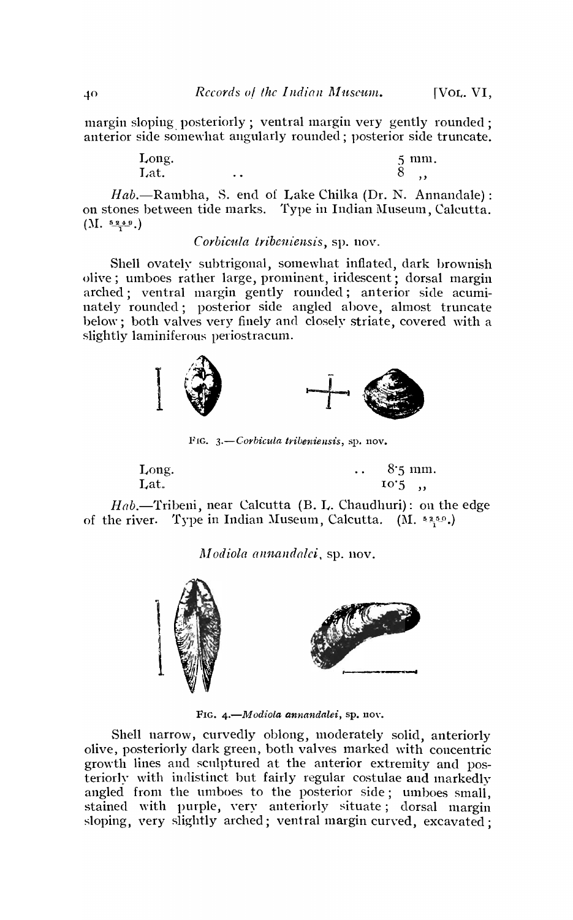margin sloping posteriorly; ventral margin very gently rounded; anterior side somewhat angularly rounded; posterior side truncate.

| | |
|---|---|
| Long. | 5 mm. |
| Lat. .. | 8 ,, |

*Hab.*—Rambha, S. end of Lake Chilka (Dr. N. Annandale): on stones between tide marks. Type in Indian Museum, Calcutta. (M. $\frac{5249}{1}$.)

### *Corbicula tribeniensis*, sp. nov.

Shell ovately subtrigonal, somewhat inflated, dark brownish olive; umboes rather large, prominent, iridescent; dorsal margin arched; ventral margin gently rounded; anterior side acuminately rounded; posterior side angled above, almost truncate below; both valves very finely and closely striate, covered with a slightly laminiferous periostracum.

FIG. 3.—*Corbicula tribeniensis*, sp. nov.

| | |
|---|---|
| Long. | .. 8·5 mm. |
| Lat. | 10·5 ,, |

*Hab.*—Tribeni, near Calcutta (B. L. Chaudhuri): on the edge of the river. Type in Indian Museum, Calcutta. (M. $\frac{5250}{1}$.)

### *Modiola annandalei*, sp. nov.

FIG. 4.—*Modiola annandalei*, sp. nov.

Shell narrow, curvedly oblong, moderately solid, anteriorly olive, posteriorly dark green, both valves marked with concentric growth lines and sculptured at the anterior extremity and posteriorly with indistinct but fairly regular costulae and markedly angled from the umboes to the posterior side; umboes small, stained with purple, very anteriorly situate; dorsal margin sloping, very slightly arched; ventral margin curved, excavated;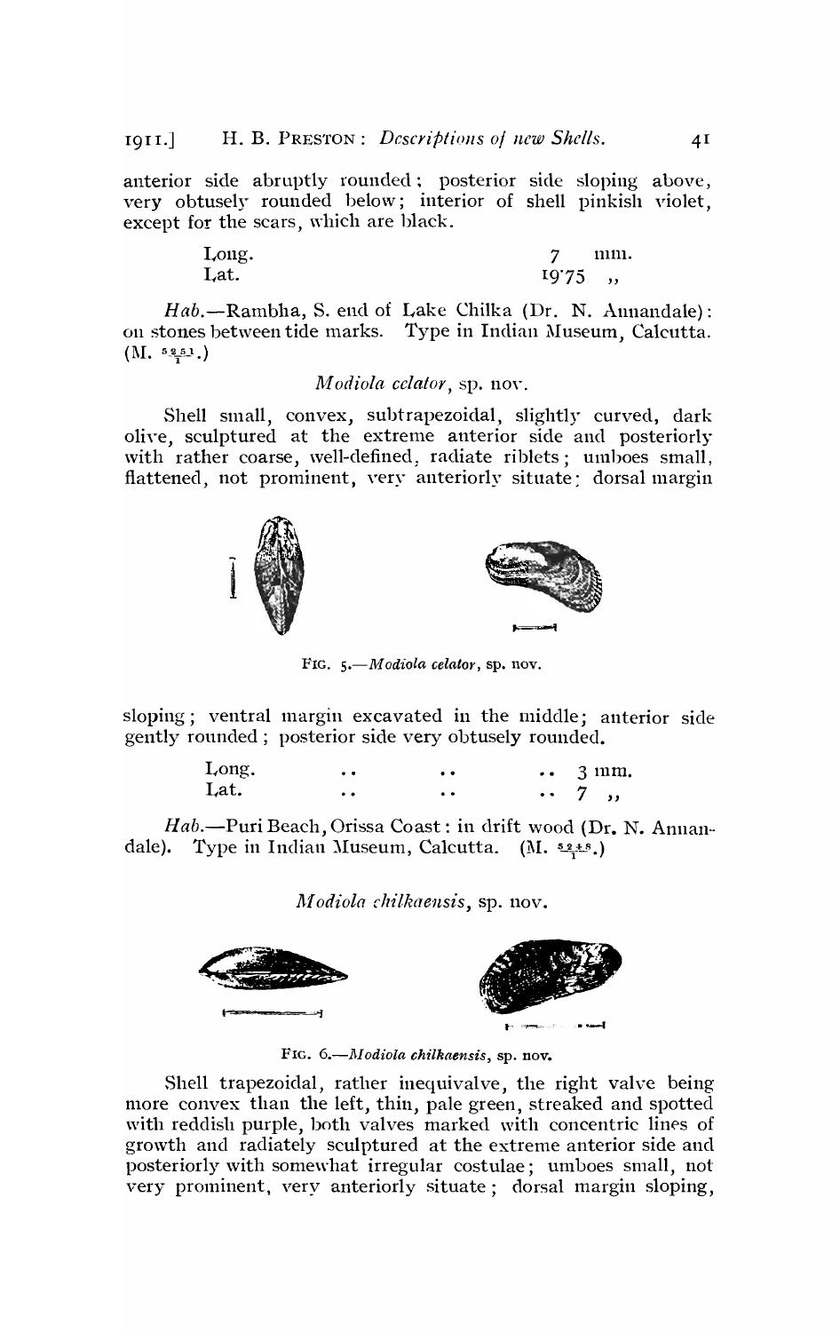anterior side abruptly rounded; posterior side sloping above, very obtusely rounded below; interior of shell pinkish violet, except for the scars, which are black.

| | |
|---|---|
| Long. | 7 mm. |
| Lat. | 19·75 ,, |

*Hab.*—Rambha, S. end of Lake Chilka (Dr. N. Annandale): on stones between tide marks. Type in Indian Museum, Calcutta. (M. $\frac{5251}{1}$.)

*Modiola celator*, sp. nov.

Shell small, convex, subtrapezoidal, slightly curved, dark olive, sculptured at the extreme anterior side and posteriorly with rather coarse, well-defined, radiate riblets; umboes small, flattened, not prominent, very anteriorly situate; dorsal margin

FIG. 5.—*Modiola celator*, sp. nov.

sloping; ventral margin excavated in the middle; anterior side gently rounded; posterior side very obtusely rounded.

| | | | | |
|---|---|---|---|---|
| Long. | .. | .. | .. | 3 mm. |
| Lat. | .. | .. | .. | 7 ,, |

*Hab.*—Puri Beach, Orissa Coast: in drift wood (Dr. N. Annandale). Type in Indian Museum, Calcutta. (M. $\frac{5248}{1}$.)

*Modiola chilkaensis*, sp. nov.

FIG. 6.—*Modiola chilkaensis*, sp. nov.

Shell trapezoidal, rather inequivalve, the right valve being more convex than the left, thin, pale green, streaked and spotted with reddish purple, both valves marked with concentric lines of growth and radiately sculptured at the extreme anterior side and posteriorly with somewhat irregular costulae; umboes small, not very prominent, very anteriorly situate; dorsal margin sloping,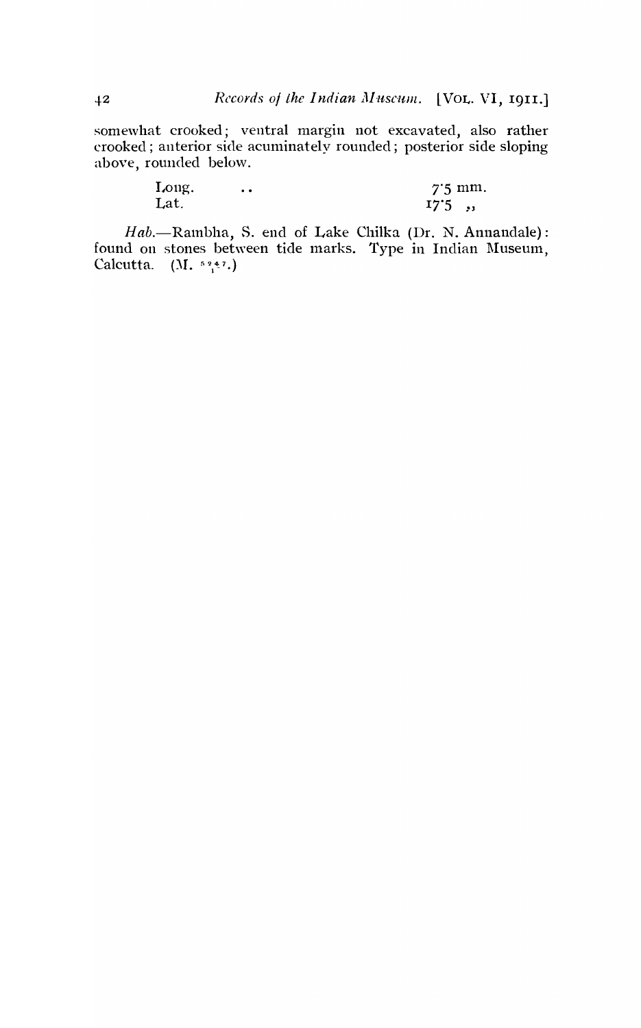somewhat crooked; ventral margin not excavated, also rather crooked; anterior side acuminately rounded; posterior side sloping above, rounded below.

| | | |
|---|---|---|
| Long. | .. | 7·5 mm. |
| Lat. | | 17·5 ,, |

*Hab.*—Rambha, S. end of Lake Chilka (Dr. N. Annandale): found on stones between tide marks. Type in Indian Museum, Calcutta. (M. $\frac{5947}{1}$.)